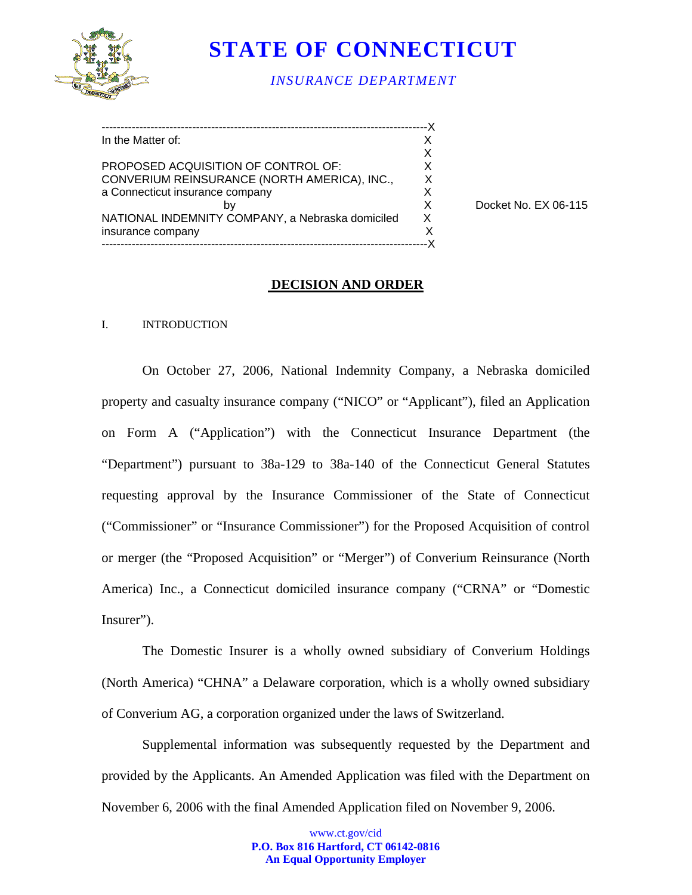# STATE OF CONNECTICUT

*INSURANCE DEPARTMENT*

| | |
|---|---|
| In the Matter of: | |
| | |
| PROPOSED ACQUISITION OF CONTROL OF: CONVERIUM REINSURANCE (NORTH AMERICA), INC., a Connecticut insurance company | |
| by | Docket No. EX 06-115 |
| NATIONAL INDEMNITY COMPANY, a Nebraska domiciled insurance company | |

## DECISION AND ORDER

I. INTRODUCTION

On October 27, 2006, National Indemnity Company, a Nebraska domiciled property and casualty insurance company ("NICO" or "Applicant"), filed an Application on Form A ("Application") with the Connecticut Insurance Department (the "Department") pursuant to 38a-129 to 38a-140 of the Connecticut General Statutes requesting approval by the Insurance Commissioner of the State of Connecticut ("Commissioner" or "Insurance Commissioner") for the Proposed Acquisition of control or merger (the "Proposed Acquisition" or "Merger") of Converium Reinsurance (North America) Inc., a Connecticut domiciled insurance company ("CRNA" or "Domestic Insurer").

The Domestic Insurer is a wholly owned subsidiary of Converium Holdings (North America) "CHNA" a Delaware corporation, which is a wholly owned subsidiary of Converium AG, a corporation organized under the laws of Switzerland.

Supplemental information was subsequently requested by the Department and provided by the Applicants. An Amended Application was filed with the Department on November 6, 2006 with the final Amended Application filed on November 9, 2006.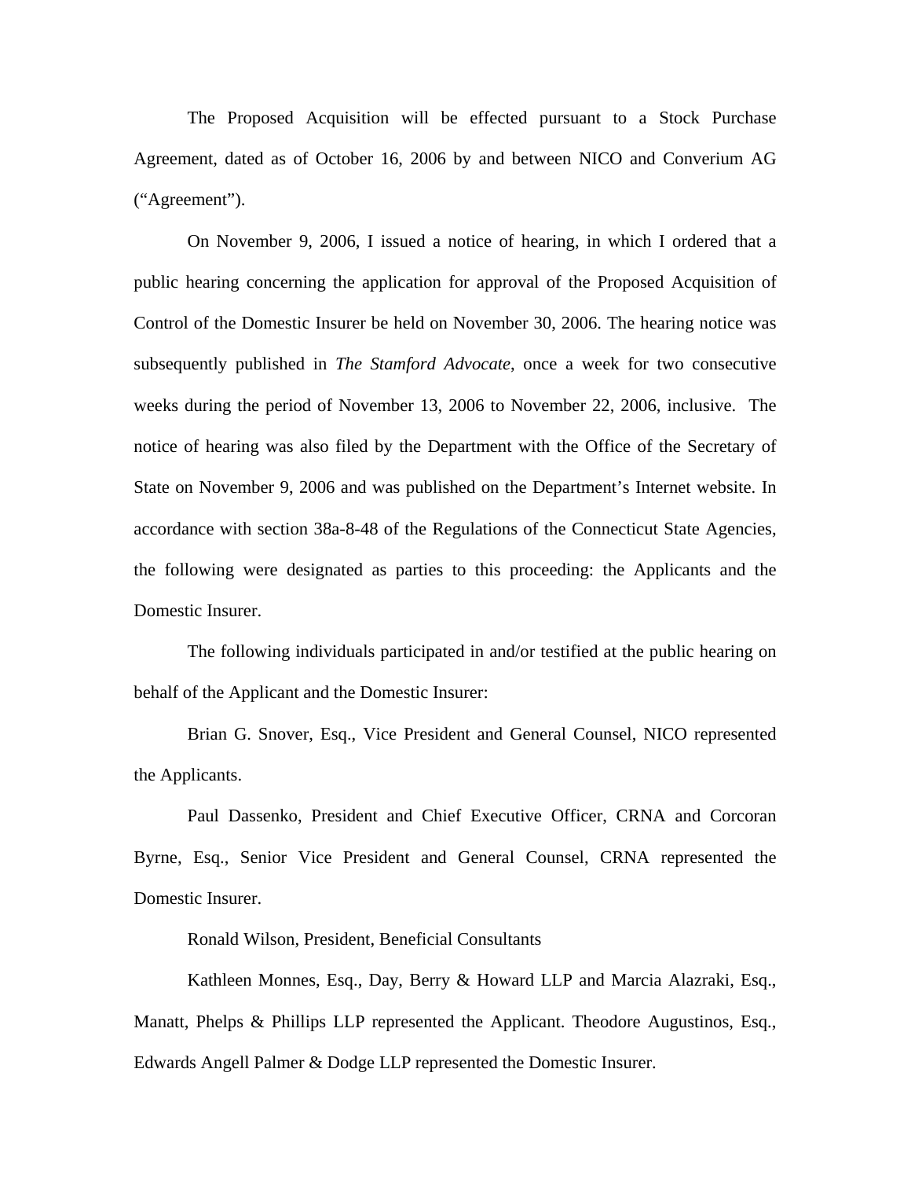The Proposed Acquisition will be effected pursuant to a Stock Purchase Agreement, dated as of October 16, 2006 by and between NICO and Converium AG ("Agreement").

On November 9, 2006, I issued a notice of hearing, in which I ordered that a public hearing concerning the application for approval of the Proposed Acquisition of Control of the Domestic Insurer be held on November 30, 2006. The hearing notice was subsequently published in *The Stamford Advocate*, once a week for two consecutive weeks during the period of November 13, 2006 to November 22, 2006, inclusive. The notice of hearing was also filed by the Department with the Office of the Secretary of State on November 9, 2006 and was published on the Department's Internet website. In accordance with section 38a-8-48 of the Regulations of the Connecticut State Agencies, the following were designated as parties to this proceeding: the Applicants and the Domestic Insurer.

The following individuals participated in and/or testified at the public hearing on behalf of the Applicant and the Domestic Insurer:

Brian G. Snover, Esq., Vice President and General Counsel, NICO represented the Applicants.

Paul Dassenko, President and Chief Executive Officer, CRNA and Corcoran Byrne, Esq., Senior Vice President and General Counsel, CRNA represented the Domestic Insurer.

Ronald Wilson, President, Beneficial Consultants

Kathleen Monnes, Esq., Day, Berry & Howard LLP and Marcia Alazraki, Esq., Manatt, Phelps & Phillips LLP represented the Applicant. Theodore Augustinos, Esq., Edwards Angell Palmer & Dodge LLP represented the Domestic Insurer.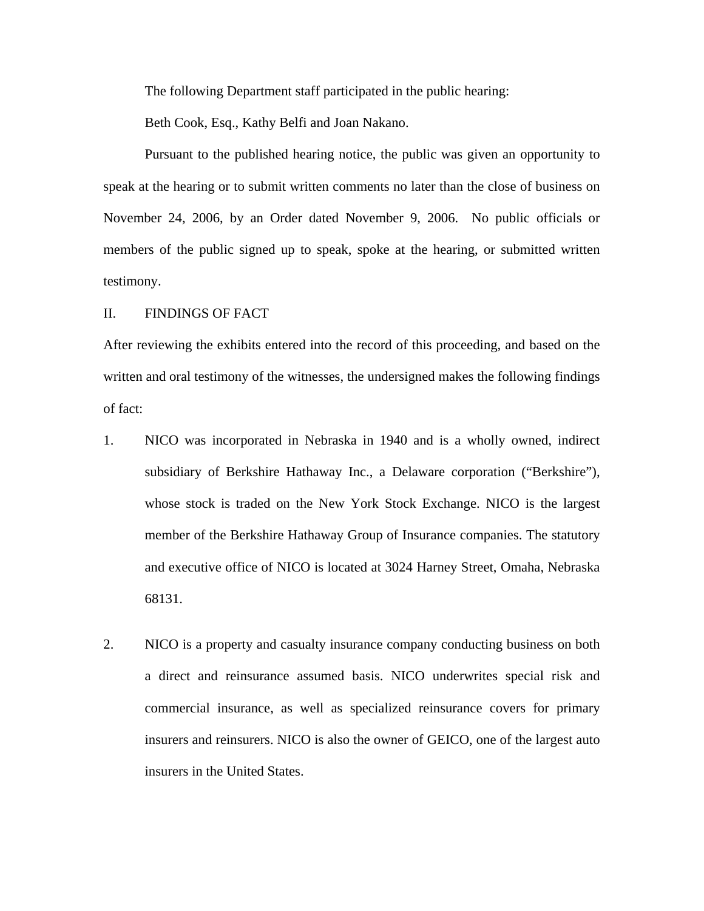The following Department staff participated in the public hearing:

Beth Cook, Esq., Kathy Belfi and Joan Nakano.

Pursuant to the published hearing notice, the public was given an opportunity to speak at the hearing or to submit written comments no later than the close of business on November 24, 2006, by an Order dated November 9, 2006. No public officials or members of the public signed up to speak, spoke at the hearing, or submitted written testimony.

## II. FINDINGS OF FACT

After reviewing the exhibits entered into the record of this proceeding, and based on the written and oral testimony of the witnesses, the undersigned makes the following findings of fact:

1. NICO was incorporated in Nebraska in 1940 and is a wholly owned, indirect subsidiary of Berkshire Hathaway Inc., a Delaware corporation ("Berkshire"), whose stock is traded on the New York Stock Exchange. NICO is the largest member of the Berkshire Hathaway Group of Insurance companies. The statutory and executive office of NICO is located at 3024 Harney Street, Omaha, Nebraska 68131.

2. NICO is a property and casualty insurance company conducting business on both a direct and reinsurance assumed basis. NICO underwrites special risk and commercial insurance, as well as specialized reinsurance covers for primary insurers and reinsurers. NICO is also the owner of GEICO, one of the largest auto insurers in the United States.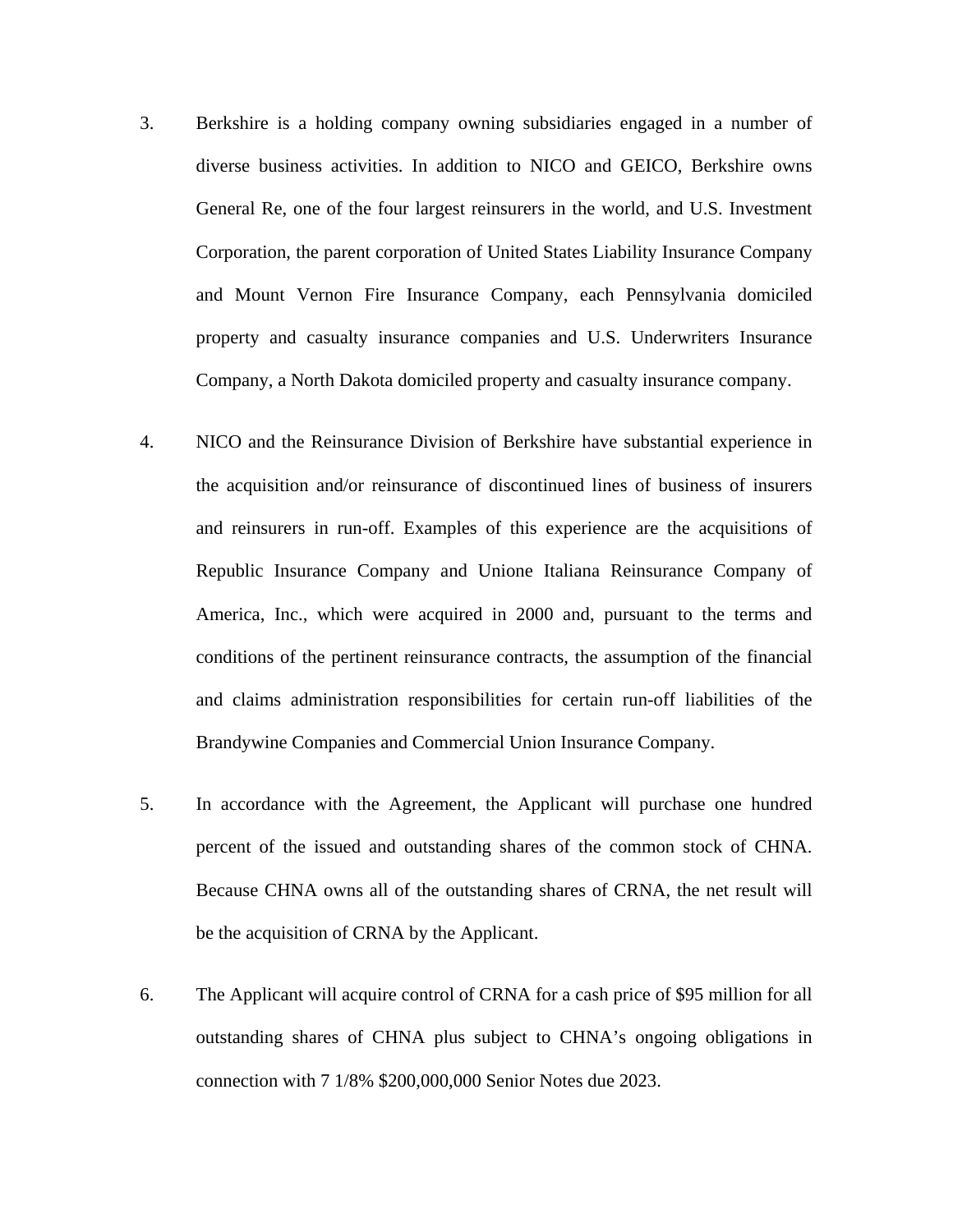3. Berkshire is a holding company owning subsidiaries engaged in a number of diverse business activities. In addition to NICO and GEICO, Berkshire owns General Re, one of the four largest reinsurers in the world, and U.S. Investment Corporation, the parent corporation of United States Liability Insurance Company and Mount Vernon Fire Insurance Company, each Pennsylvania domiciled property and casualty insurance companies and U.S. Underwriters Insurance Company, a North Dakota domiciled property and casualty insurance company.

4. NICO and the Reinsurance Division of Berkshire have substantial experience in the acquisition and/or reinsurance of discontinued lines of business of insurers and reinsurers in run-off. Examples of this experience are the acquisitions of Republic Insurance Company and Unione Italiana Reinsurance Company of America, Inc., which were acquired in 2000 and, pursuant to the terms and conditions of the pertinent reinsurance contracts, the assumption of the financial and claims administration responsibilities for certain run-off liabilities of the Brandywine Companies and Commercial Union Insurance Company.

5. In accordance with the Agreement, the Applicant will purchase one hundred percent of the issued and outstanding shares of the common stock of CHNA. Because CHNA owns all of the outstanding shares of CRNA, the net result will be the acquisition of CRNA by the Applicant.

6. The Applicant will acquire control of CRNA for a cash price of $95 million for all outstanding shares of CHNA plus subject to CHNA's ongoing obligations in connection with 7 1/8% $200,000,000 Senior Notes due 2023.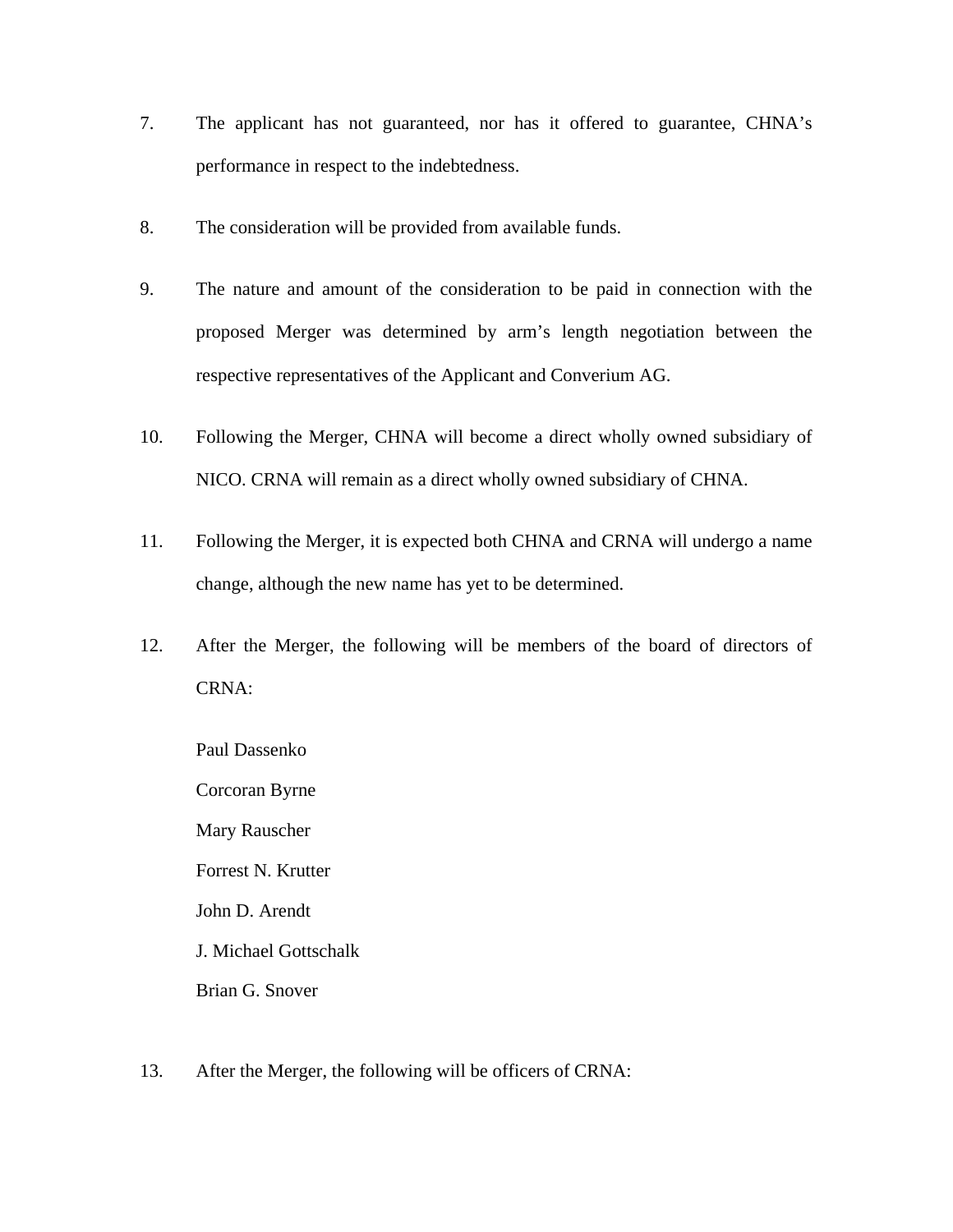7. The applicant has not guaranteed, nor has it offered to guarantee, CHNA's performance in respect to the indebtedness.

8. The consideration will be provided from available funds.

9. The nature and amount of the consideration to be paid in connection with the proposed Merger was determined by arm's length negotiation between the respective representatives of the Applicant and Converium AG.

10. Following the Merger, CHNA will become a direct wholly owned subsidiary of NICO. CRNA will remain as a direct wholly owned subsidiary of CHNA.

11. Following the Merger, it is expected both CHNA and CRNA will undergo a name change, although the new name has yet to be determined.

12. After the Merger, the following will be members of the board of directors of CRNA:

    Paul Dassenko
    Corcoran Byrne
    Mary Rauscher
    Forrest N. Krutter
    John D. Arendt
    J. Michael Gottschalk
    Brian G. Snover

13. After the Merger, the following will be officers of CRNA: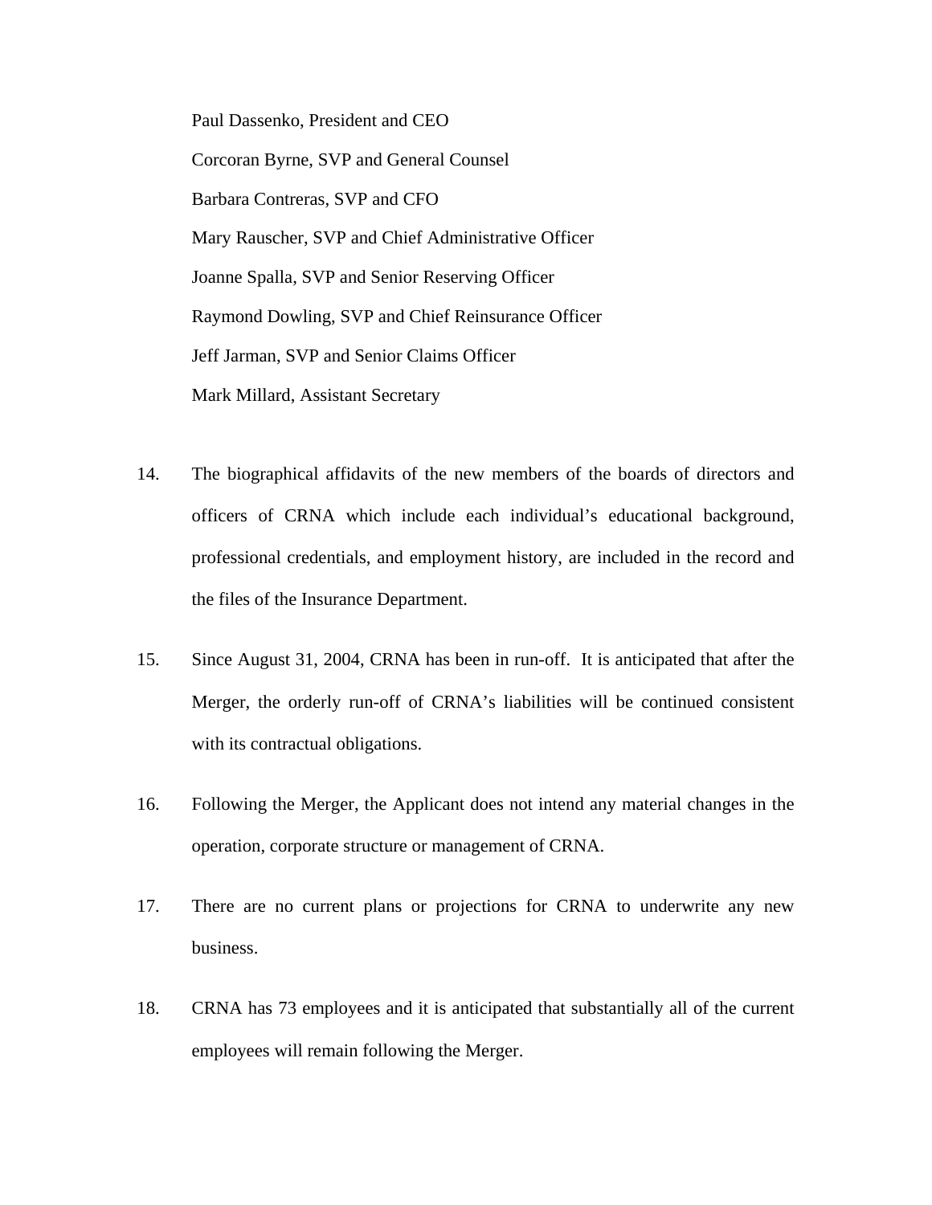Paul Dassenko, President and CEO

Corcoran Byrne, SVP and General Counsel

Barbara Contreras, SVP and CFO

Mary Rauscher, SVP and Chief Administrative Officer

Joanne Spalla, SVP and Senior Reserving Officer

Raymond Dowling, SVP and Chief Reinsurance Officer

Jeff Jarman, SVP and Senior Claims Officer

Mark Millard, Assistant Secretary

14. The biographical affidavits of the new members of the boards of directors and officers of CRNA which include each individual's educational background, professional credentials, and employment history, are included in the record and the files of the Insurance Department.

15. Since August 31, 2004, CRNA has been in run-off. It is anticipated that after the Merger, the orderly run-off of CRNA's liabilities will be continued consistent with its contractual obligations.

16. Following the Merger, the Applicant does not intend any material changes in the operation, corporate structure or management of CRNA.

17. There are no current plans or projections for CRNA to underwrite any new business.

18. CRNA has 73 employees and it is anticipated that substantially all of the current employees will remain following the Merger.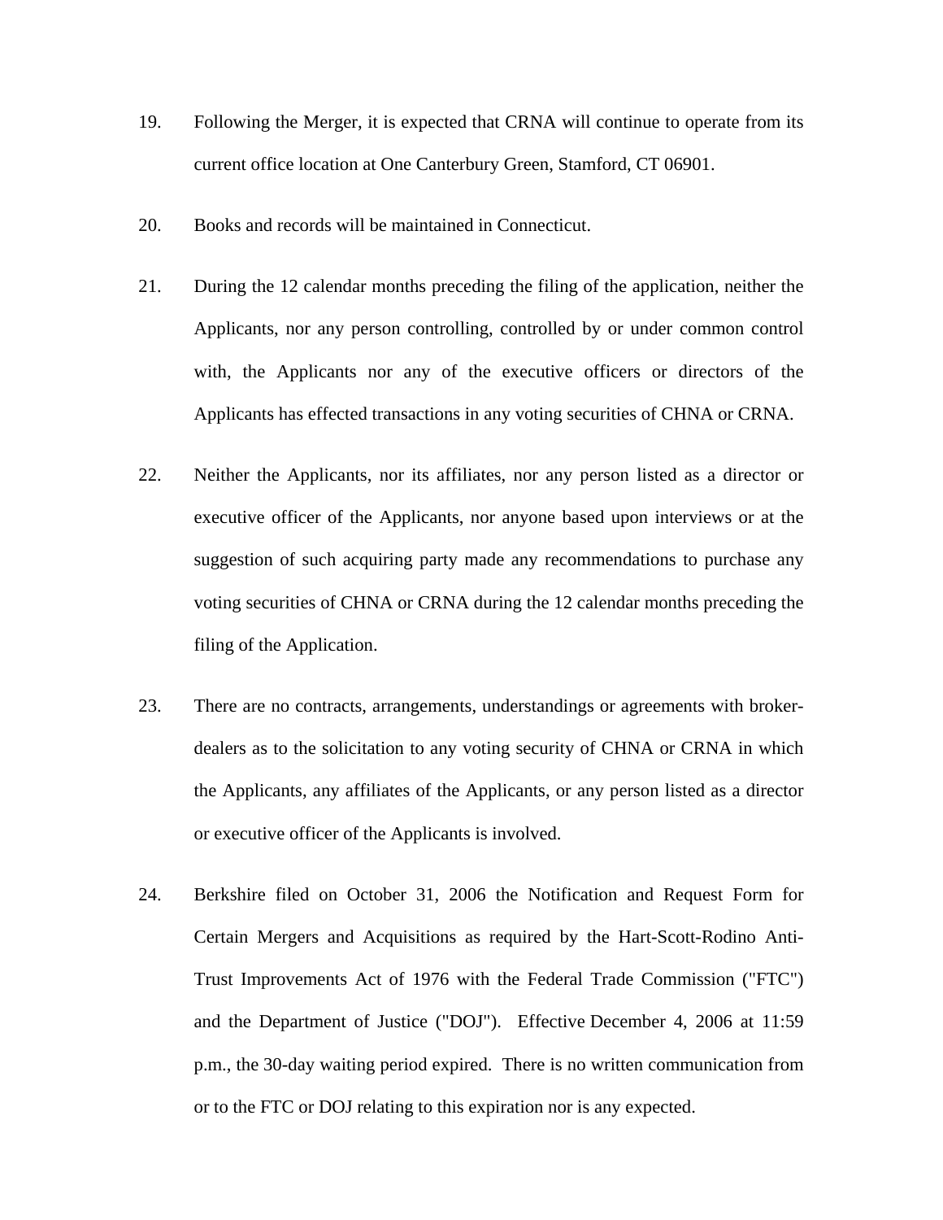19. Following the Merger, it is expected that CRNA will continue to operate from its current office location at One Canterbury Green, Stamford, CT 06901.

20. Books and records will be maintained in Connecticut.

21. During the 12 calendar months preceding the filing of the application, neither the Applicants, nor any person controlling, controlled by or under common control with, the Applicants nor any of the executive officers or directors of the Applicants has effected transactions in any voting securities of CHNA or CRNA.

22. Neither the Applicants, nor its affiliates, nor any person listed as a director or executive officer of the Applicants, nor anyone based upon interviews or at the suggestion of such acquiring party made any recommendations to purchase any voting securities of CHNA or CRNA during the 12 calendar months preceding the filing of the Application.

23. There are no contracts, arrangements, understandings or agreements with broker-dealers as to the solicitation to any voting security of CHNA or CRNA in which the Applicants, any affiliates of the Applicants, or any person listed as a director or executive officer of the Applicants is involved.

24. Berkshire filed on October 31, 2006 the Notification and Request Form for Certain Mergers and Acquisitions as required by the Hart-Scott-Rodino Anti-Trust Improvements Act of 1976 with the Federal Trade Commission ("FTC") and the Department of Justice ("DOJ"). Effective December 4, 2006 at 11:59 p.m., the 30-day waiting period expired. There is no written communication from or to the FTC or DOJ relating to this expiration nor is any expected.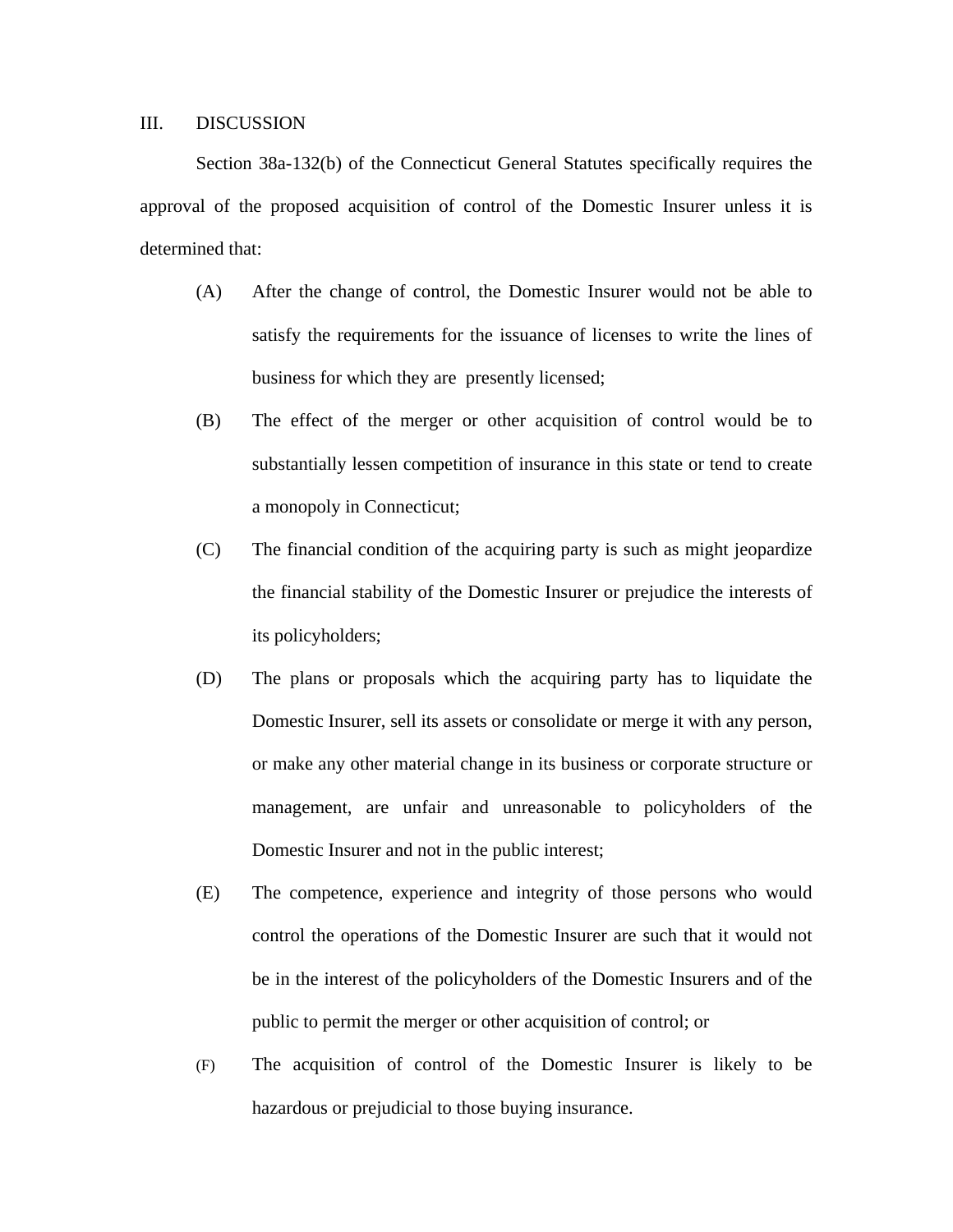## III. DISCUSSION

Section 38a-132(b) of the Connecticut General Statutes specifically requires the approval of the proposed acquisition of control of the Domestic Insurer unless it is determined that:

(A) After the change of control, the Domestic Insurer would not be able to satisfy the requirements for the issuance of licenses to write the lines of business for which they are presently licensed;

(B) The effect of the merger or other acquisition of control would be to substantially lessen competition of insurance in this state or tend to create a monopoly in Connecticut;

(C) The financial condition of the acquiring party is such as might jeopardize the financial stability of the Domestic Insurer or prejudice the interests of its policyholders;

(D) The plans or proposals which the acquiring party has to liquidate the Domestic Insurer, sell its assets or consolidate or merge it with any person, or make any other material change in its business or corporate structure or management, are unfair and unreasonable to policyholders of the Domestic Insurer and not in the public interest;

(E) The competence, experience and integrity of those persons who would control the operations of the Domestic Insurer are such that it would not be in the interest of the policyholders of the Domestic Insurers and of the public to permit the merger or other acquisition of control; or

(F) The acquisition of control of the Domestic Insurer is likely to be hazardous or prejudicial to those buying insurance.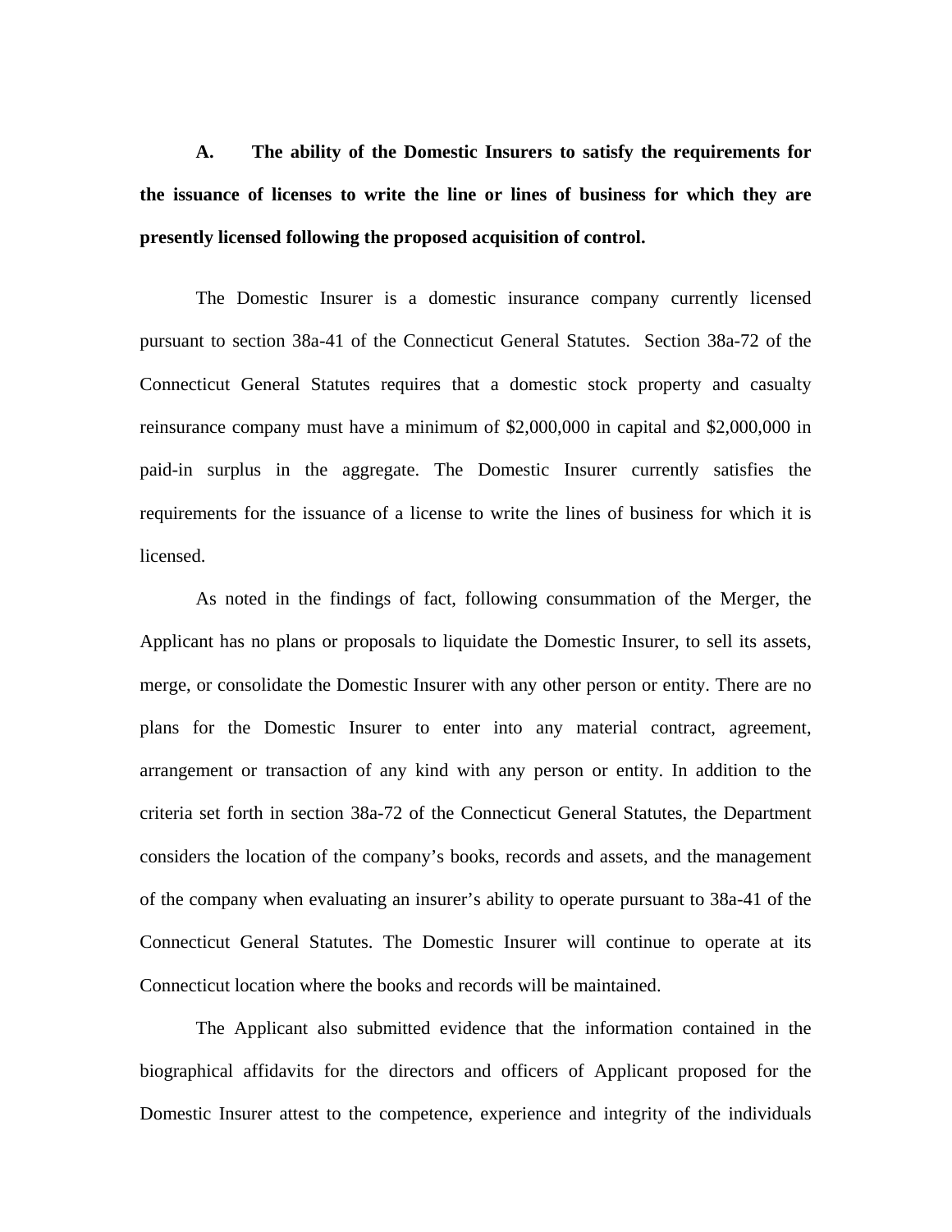**A. The ability of the Domestic Insurers to satisfy the requirements for the issuance of licenses to write the line or lines of business for which they are presently licensed following the proposed acquisition of control.**

The Domestic Insurer is a domestic insurance company currently licensed pursuant to section 38a-41 of the Connecticut General Statutes. Section 38a-72 of the Connecticut General Statutes requires that a domestic stock property and casualty reinsurance company must have a minimum of $2,000,000 in capital and $2,000,000 in paid-in surplus in the aggregate. The Domestic Insurer currently satisfies the requirements for the issuance of a license to write the lines of business for which it is licensed.

As noted in the findings of fact, following consummation of the Merger, the Applicant has no plans or proposals to liquidate the Domestic Insurer, to sell its assets, merge, or consolidate the Domestic Insurer with any other person or entity. There are no plans for the Domestic Insurer to enter into any material contract, agreement, arrangement or transaction of any kind with any person or entity. In addition to the criteria set forth in section 38a-72 of the Connecticut General Statutes, the Department considers the location of the company's books, records and assets, and the management of the company when evaluating an insurer's ability to operate pursuant to 38a-41 of the Connecticut General Statutes. The Domestic Insurer will continue to operate at its Connecticut location where the books and records will be maintained.

The Applicant also submitted evidence that the information contained in the biographical affidavits for the directors and officers of Applicant proposed for the Domestic Insurer attest to the competence, experience and integrity of the individuals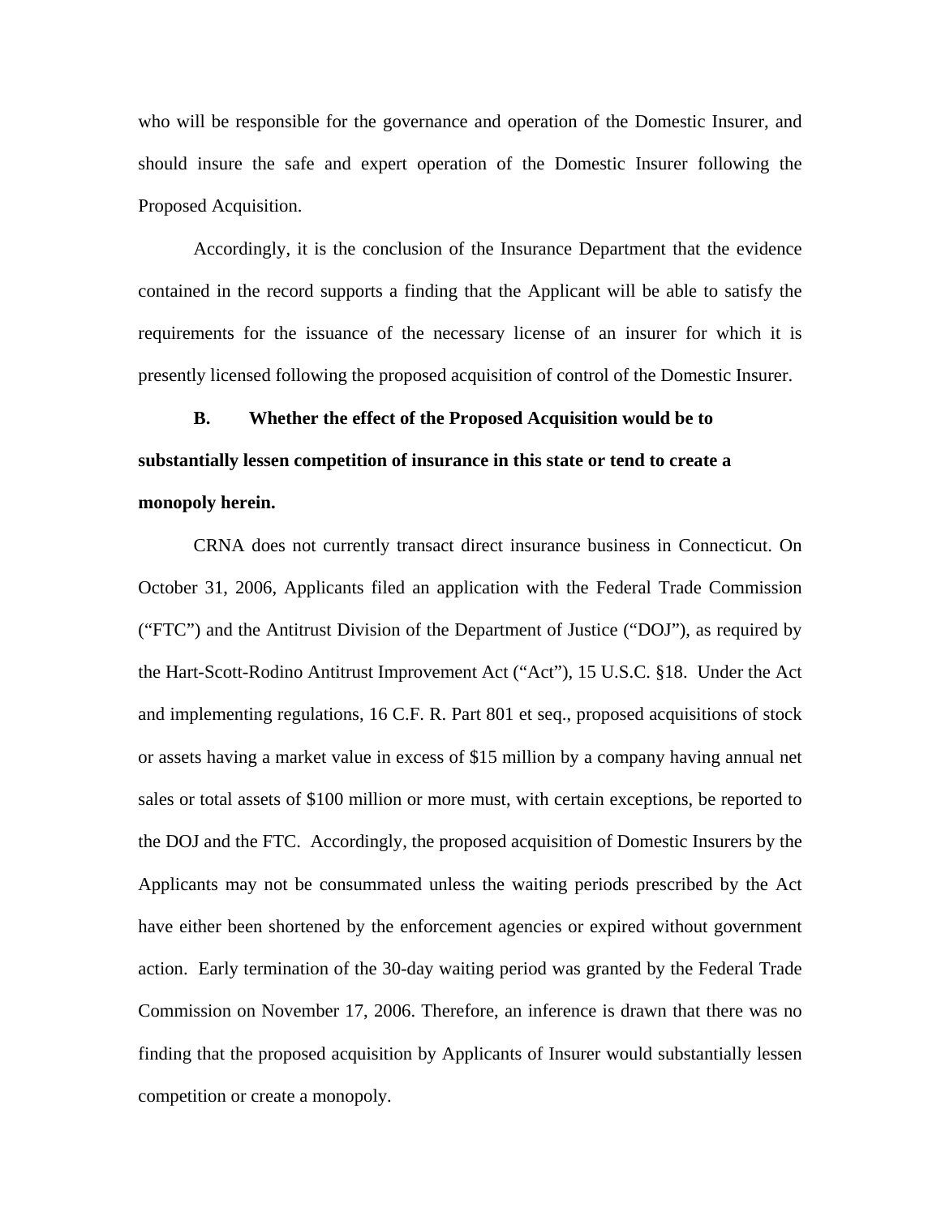who will be responsible for the governance and operation of the Domestic Insurer, and should insure the safe and expert operation of the Domestic Insurer following the Proposed Acquisition.

Accordingly, it is the conclusion of the Insurance Department that the evidence contained in the record supports a finding that the Applicant will be able to satisfy the requirements for the issuance of the necessary license of an insurer for which it is presently licensed following the proposed acquisition of control of the Domestic Insurer.

**B. Whether the effect of the Proposed Acquisition would be to substantially lessen competition of insurance in this state or tend to create a monopoly herein.**

CRNA does not currently transact direct insurance business in Connecticut. On October 31, 2006, Applicants filed an application with the Federal Trade Commission ("FTC") and the Antitrust Division of the Department of Justice ("DOJ"), as required by the Hart-Scott-Rodino Antitrust Improvement Act ("Act"), 15 U.S.C. §18. Under the Act and implementing regulations, 16 C.F. R. Part 801 et seq., proposed acquisitions of stock or assets having a market value in excess of $15 million by a company having annual net sales or total assets of $100 million or more must, with certain exceptions, be reported to the DOJ and the FTC. Accordingly, the proposed acquisition of Domestic Insurers by the Applicants may not be consummated unless the waiting periods prescribed by the Act have either been shortened by the enforcement agencies or expired without government action. Early termination of the 30-day waiting period was granted by the Federal Trade Commission on November 17, 2006. Therefore, an inference is drawn that there was no finding that the proposed acquisition by Applicants of Insurer would substantially lessen competition or create a monopoly.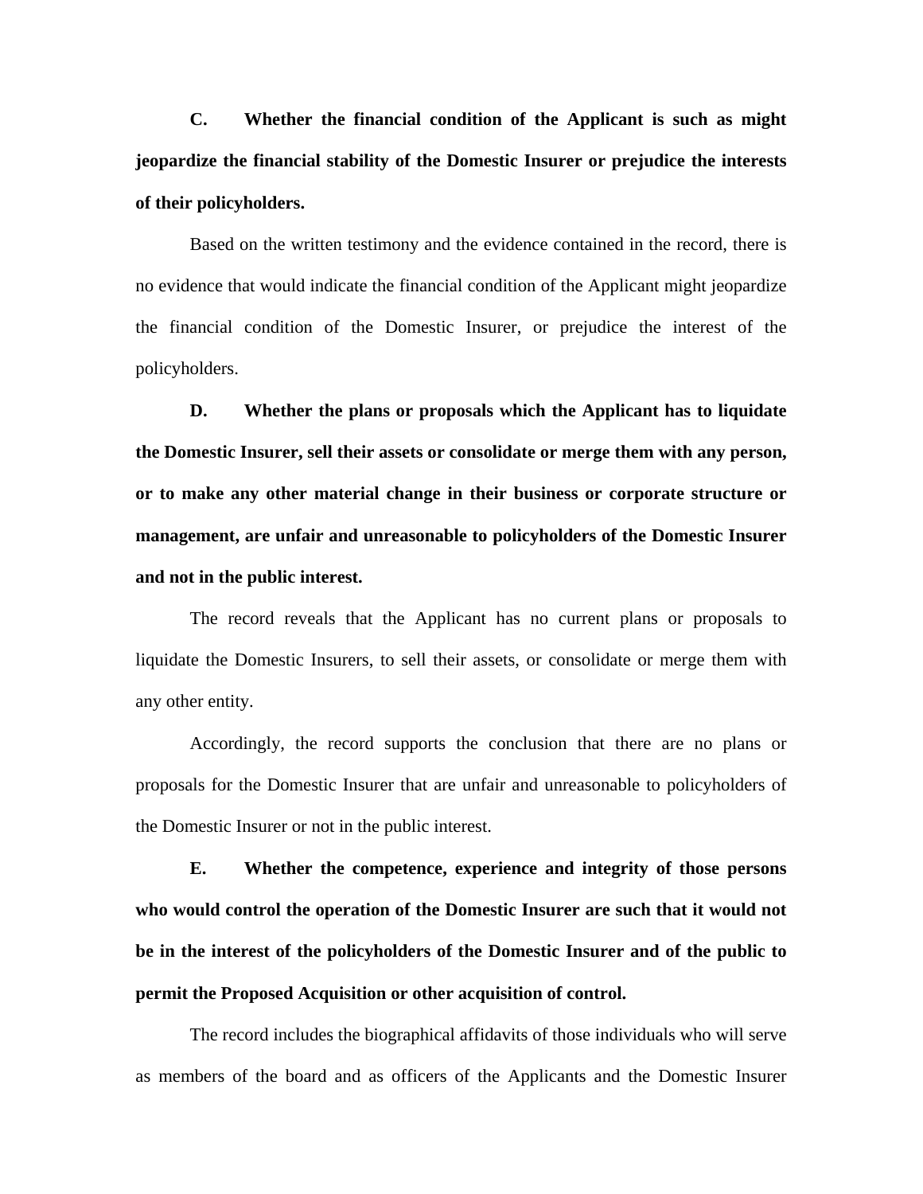**C. Whether the financial condition of the Applicant is such as might jeopardize the financial stability of the Domestic Insurer or prejudice the interests of their policyholders.**

Based on the written testimony and the evidence contained in the record, there is no evidence that would indicate the financial condition of the Applicant might jeopardize the financial condition of the Domestic Insurer, or prejudice the interest of the policyholders.

**D. Whether the plans or proposals which the Applicant has to liquidate the Domestic Insurer, sell their assets or consolidate or merge them with any person, or to make any other material change in their business or corporate structure or management, are unfair and unreasonable to policyholders of the Domestic Insurer and not in the public interest.**

The record reveals that the Applicant has no current plans or proposals to liquidate the Domestic Insurers, to sell their assets, or consolidate or merge them with any other entity.

Accordingly, the record supports the conclusion that there are no plans or proposals for the Domestic Insurer that are unfair and unreasonable to policyholders of the Domestic Insurer or not in the public interest.

**E. Whether the competence, experience and integrity of those persons who would control the operation of the Domestic Insurer are such that it would not be in the interest of the policyholders of the Domestic Insurer and of the public to permit the Proposed Acquisition or other acquisition of control.**

The record includes the biographical affidavits of those individuals who will serve as members of the board and as officers of the Applicants and the Domestic Insurer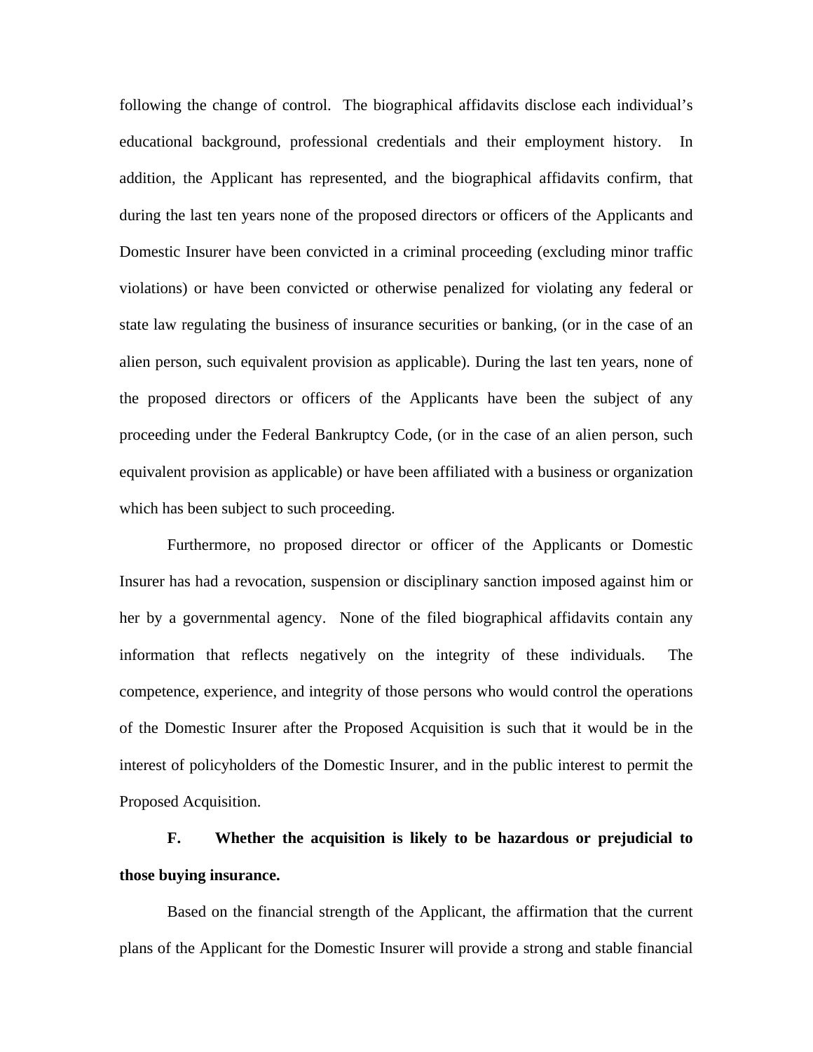following the change of control. The biographical affidavits disclose each individual's educational background, professional credentials and their employment history. In addition, the Applicant has represented, and the biographical affidavits confirm, that during the last ten years none of the proposed directors or officers of the Applicants and Domestic Insurer have been convicted in a criminal proceeding (excluding minor traffic violations) or have been convicted or otherwise penalized for violating any federal or state law regulating the business of insurance securities or banking, (or in the case of an alien person, such equivalent provision as applicable). During the last ten years, none of the proposed directors or officers of the Applicants have been the subject of any proceeding under the Federal Bankruptcy Code, (or in the case of an alien person, such equivalent provision as applicable) or have been affiliated with a business or organization which has been subject to such proceeding.

Furthermore, no proposed director or officer of the Applicants or Domestic Insurer has had a revocation, suspension or disciplinary sanction imposed against him or her by a governmental agency. None of the filed biographical affidavits contain any information that reflects negatively on the integrity of these individuals. The competence, experience, and integrity of those persons who would control the operations of the Domestic Insurer after the Proposed Acquisition is such that it would be in the interest of policyholders of the Domestic Insurer, and in the public interest to permit the Proposed Acquisition.

**F. Whether the acquisition is likely to be hazardous or prejudicial to those buying insurance.**

Based on the financial strength of the Applicant, the affirmation that the current plans of the Applicant for the Domestic Insurer will provide a strong and stable financial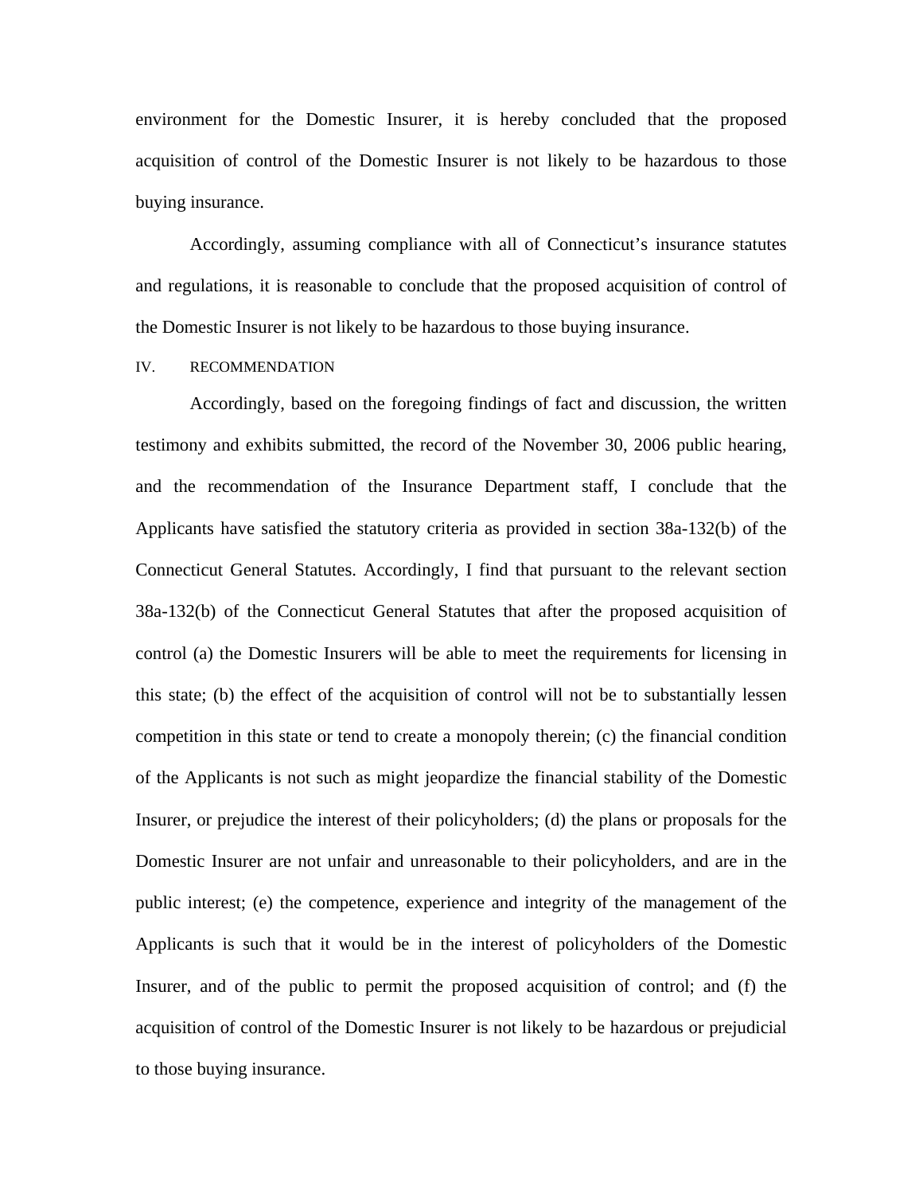environment for the Domestic Insurer, it is hereby concluded that the proposed acquisition of control of the Domestic Insurer is not likely to be hazardous to those buying insurance.

Accordingly, assuming compliance with all of Connecticut's insurance statutes and regulations, it is reasonable to conclude that the proposed acquisition of control of the Domestic Insurer is not likely to be hazardous to those buying insurance.

## IV. RECOMMENDATION

Accordingly, based on the foregoing findings of fact and discussion, the written testimony and exhibits submitted, the record of the November 30, 2006 public hearing, and the recommendation of the Insurance Department staff, I conclude that the Applicants have satisfied the statutory criteria as provided in section 38a-132(b) of the Connecticut General Statutes. Accordingly, I find that pursuant to the relevant section 38a-132(b) of the Connecticut General Statutes that after the proposed acquisition of control (a) the Domestic Insurers will be able to meet the requirements for licensing in this state; (b) the effect of the acquisition of control will not be to substantially lessen competition in this state or tend to create a monopoly therein; (c) the financial condition of the Applicants is not such as might jeopardize the financial stability of the Domestic Insurer, or prejudice the interest of their policyholders; (d) the plans or proposals for the Domestic Insurer are not unfair and unreasonable to their policyholders, and are in the public interest; (e) the competence, experience and integrity of the management of the Applicants is such that it would be in the interest of policyholders of the Domestic Insurer, and of the public to permit the proposed acquisition of control; and (f) the acquisition of control of the Domestic Insurer is not likely to be hazardous or prejudicial to those buying insurance.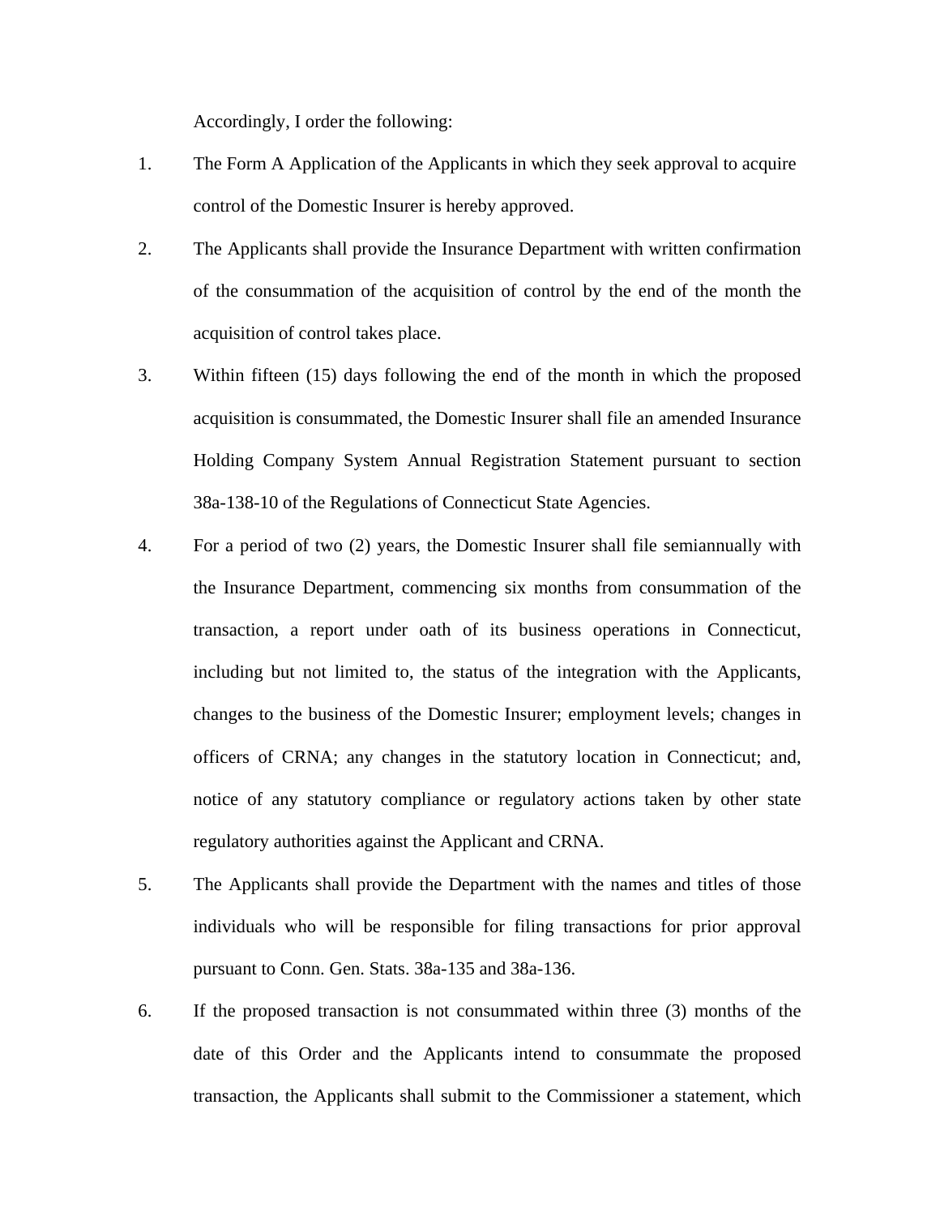Accordingly, I order the following:

1. The Form A Application of the Applicants in which they seek approval to acquire control of the Domestic Insurer is hereby approved.

2. The Applicants shall provide the Insurance Department with written confirmation of the consummation of the acquisition of control by the end of the month the acquisition of control takes place.

3. Within fifteen (15) days following the end of the month in which the proposed acquisition is consummated, the Domestic Insurer shall file an amended Insurance Holding Company System Annual Registration Statement pursuant to section 38a-138-10 of the Regulations of Connecticut State Agencies.

4. For a period of two (2) years, the Domestic Insurer shall file semiannually with the Insurance Department, commencing six months from consummation of the transaction, a report under oath of its business operations in Connecticut, including but not limited to, the status of the integration with the Applicants, changes to the business of the Domestic Insurer; employment levels; changes in officers of CRNA; any changes in the statutory location in Connecticut; and, notice of any statutory compliance or regulatory actions taken by other state regulatory authorities against the Applicant and CRNA.

5. The Applicants shall provide the Department with the names and titles of those individuals who will be responsible for filing transactions for prior approval pursuant to Conn. Gen. Stats. 38a-135 and 38a-136.

6. If the proposed transaction is not consummated within three (3) months of the date of this Order and the Applicants intend to consummate the proposed transaction, the Applicants shall submit to the Commissioner a statement, which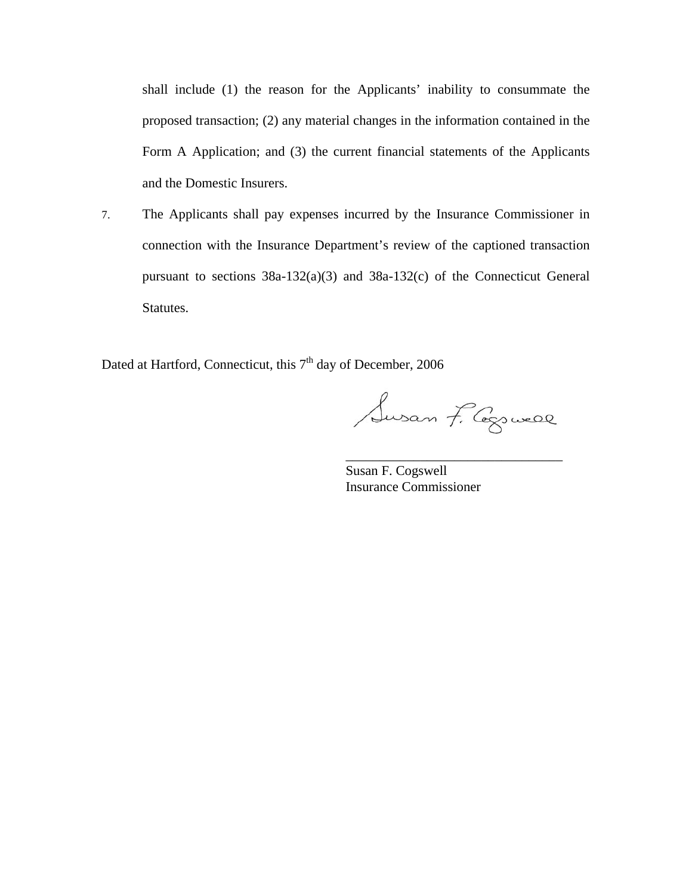shall include (1) the reason for the Applicants' inability to consummate the proposed transaction; (2) any material changes in the information contained in the Form A Application; and (3) the current financial statements of the Applicants and the Domestic Insurers.

7. The Applicants shall pay expenses incurred by the Insurance Commissioner in connection with the Insurance Department's review of the captioned transaction pursuant to sections 38a-132(a)(3) and 38a-132(c) of the Connecticut General Statutes.

Dated at Hartford, Connecticut, this 7th day of December, 2006

Susan F. Cogswell

\_\_\_\_\_\_\_\_\_\_\_\_\_\_\_\_\_\_\_\_\_\_\_\_\_\_\_\_\_\_\_\_

Susan F. Cogswell
Insurance Commissioner